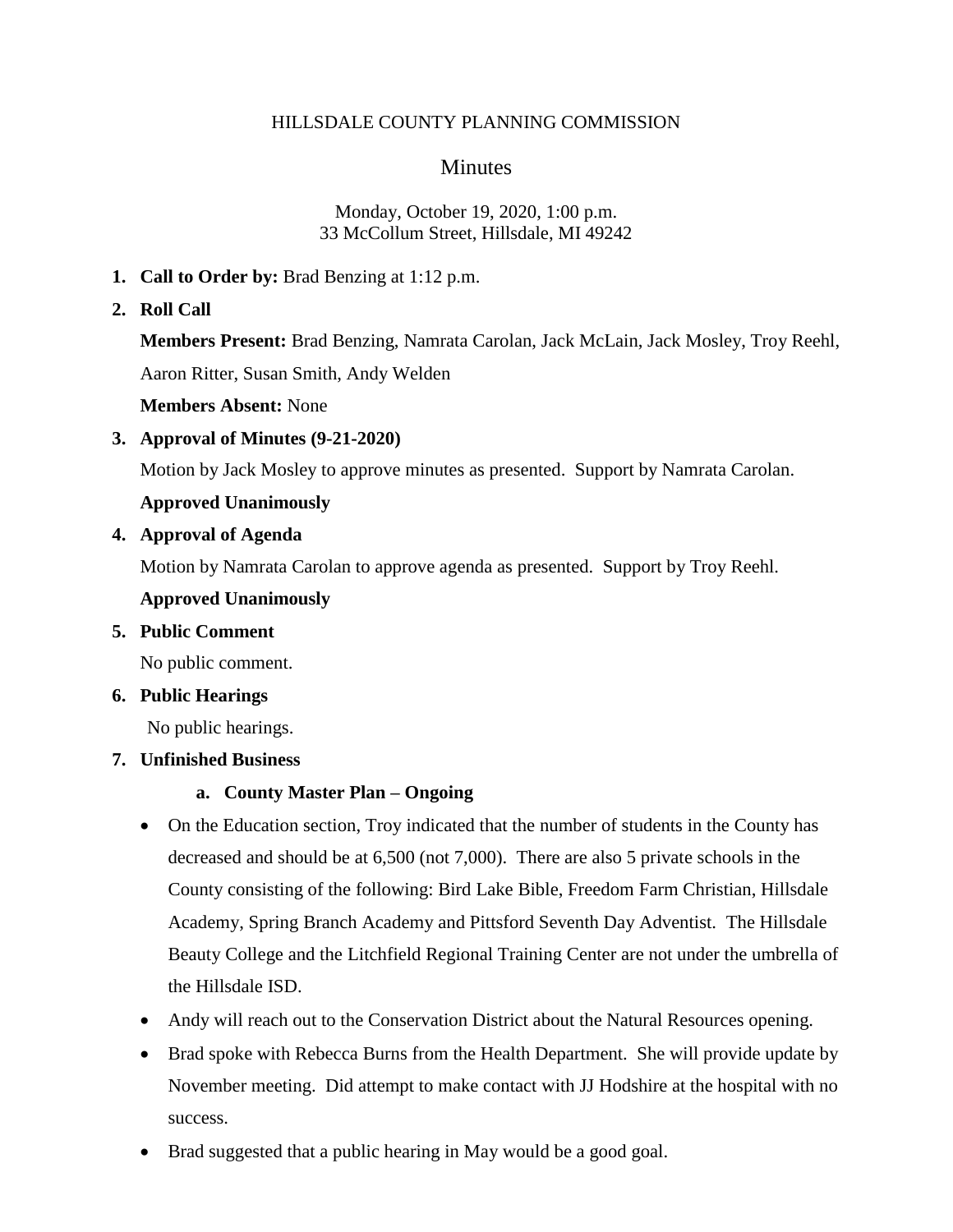# HILLSDALE COUNTY PLANNING COMMISSION

## Minutes

Monday, October 19, 2020, 1:00 p.m.
33 McCollum Street, Hillsdale, MI 49242

1. **Call to Order by:** Brad Benzing at 1:12 p.m.
2. **Roll Call**

   **Members Present:** Brad Benzing, Namrata Carolan, Jack McLain, Jack Mosley, Troy Reehl, Aaron Ritter, Susan Smith, Andy Welden

   **Members Absent:** None
3. **Approval of Minutes (9-21-2020)**

   Motion by Jack Mosley to approve minutes as presented. Support by Namrata Carolan.

   **Approved Unanimously**
4. **Approval of Agenda**

   Motion by Namrata Carolan to approve agenda as presented. Support by Troy Reehl.

   **Approved Unanimously**
5. **Public Comment**

   No public comment.
6. **Public Hearings**

   No public hearings.
7. **Unfinished Business**

   a. **County Master Plan – Ongoing**

   - On the Education section, Troy indicated that the number of students in the County has decreased and should be at 6,500 (not 7,000). There are also 5 private schools in the County consisting of the following: Bird Lake Bible, Freedom Farm Christian, Hillsdale Academy, Spring Branch Academy and Pittsford Seventh Day Adventist. The Hillsdale Beauty College and the Litchfield Regional Training Center are not under the umbrella of the Hillsdale ISD.
   - Andy will reach out to the Conservation District about the Natural Resources opening.
   - Brad spoke with Rebecca Burns from the Health Department. She will provide update by November meeting. Did attempt to make contact with JJ Hodshire at the hospital with no success.
   - Brad suggested that a public hearing in May would be a good goal.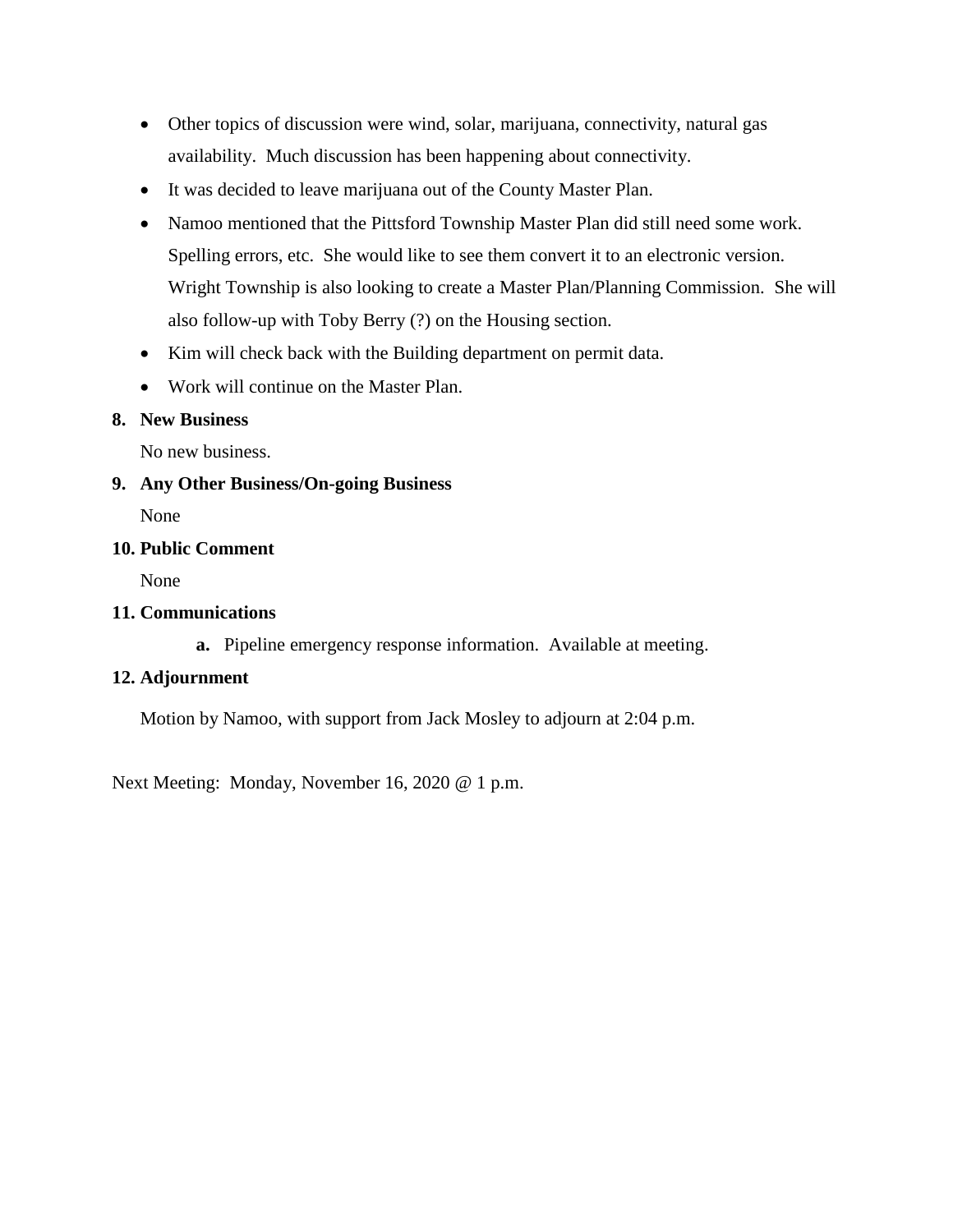- Other topics of discussion were wind, solar, marijuana, connectivity, natural gas availability.  Much discussion has been happening about connectivity.
- It was decided to leave marijuana out of the County Master Plan.
- Namoo mentioned that the Pittsford Township Master Plan did still need some work. Spelling errors, etc.  She would like to see them convert it to an electronic version. Wright Township is also looking to create a Master Plan/Planning Commission.  She will also follow-up with Toby Berry (?) on the Housing section.
- Kim will check back with the Building department on permit data.
- Work will continue on the Master Plan.

**8. New Business**

No new business.

**9. Any Other Business/On-going Business**

None

**10. Public Comment**

None

**11. Communications**

**a.** Pipeline emergency response information.  Available at meeting.

**12. Adjournment**

Motion by Namoo, with support from Jack Mosley to adjourn at 2:04 p.m.

Next Meeting:  Monday, November 16, 2020 @ 1 p.m.